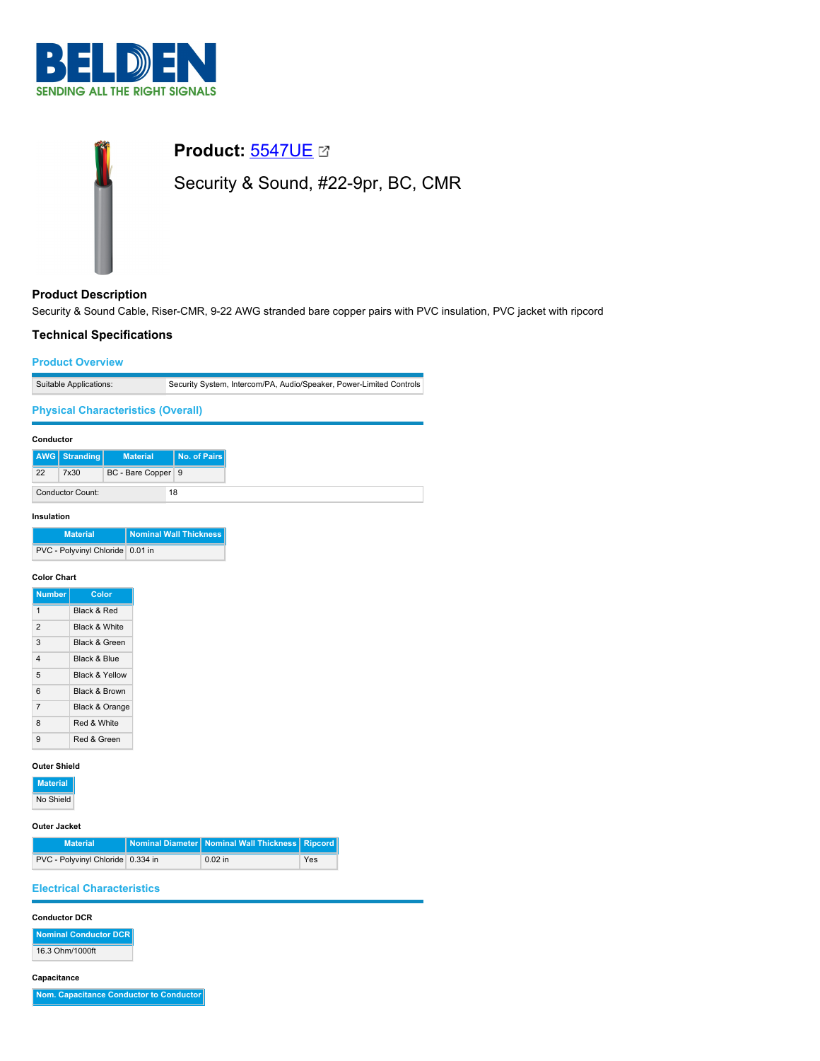# Product: 5547UE

Security & Sound, #22-9pr, BC, CMR

## Product Description

Security & Sound Cable, Riser-CMR, 9-22 AWG stranded bare copper pairs with PVC insulation, PVC jacket with ripcord

## Technical Specifications

### Product Overview

| Suitable Applications: | Security System, Intercom/PA, Audio/Speaker, Power-Limited Controls |
|---|---|

### Physical Characteristics (Overall)

#### Conductor

| AWG | Stranding | Material | No. of Pairs |
|---|---|---|---|
| 22 | 7x30 | BC - Bare Copper | 9 |

| Conductor Count: | 18 |
|---|---|

#### Insulation

| Material | Nominal Wall Thickness |
|---|---|
| PVC - Polyvinyl Chloride | 0.01 in |

#### Color Chart

| Number | Color |
|---|---|
| 1 | Black & Red |
| 2 | Black & White |
| 3 | Black & Green |
| 4 | Black & Blue |
| 5 | Black & Yellow |
| 6 | Black & Brown |
| 7 | Black & Orange |
| 8 | Red & White |
| 9 | Red & Green |

#### Outer Shield

| Material |
|---|
| No Shield |

#### Outer Jacket

| Material | Nominal Diameter | Nominal Wall Thickness | Ripcord |
|---|---|---|---|
| PVC - Polyvinyl Chloride | 0.334 in | 0.02 in | Yes |

### Electrical Characteristics

#### Conductor DCR

| Nominal Conductor DCR |
|---|
| 16.3 Ohm/1000ft |

#### Capacitance

| Nom. Capacitance Conductor to Conductor |
|---|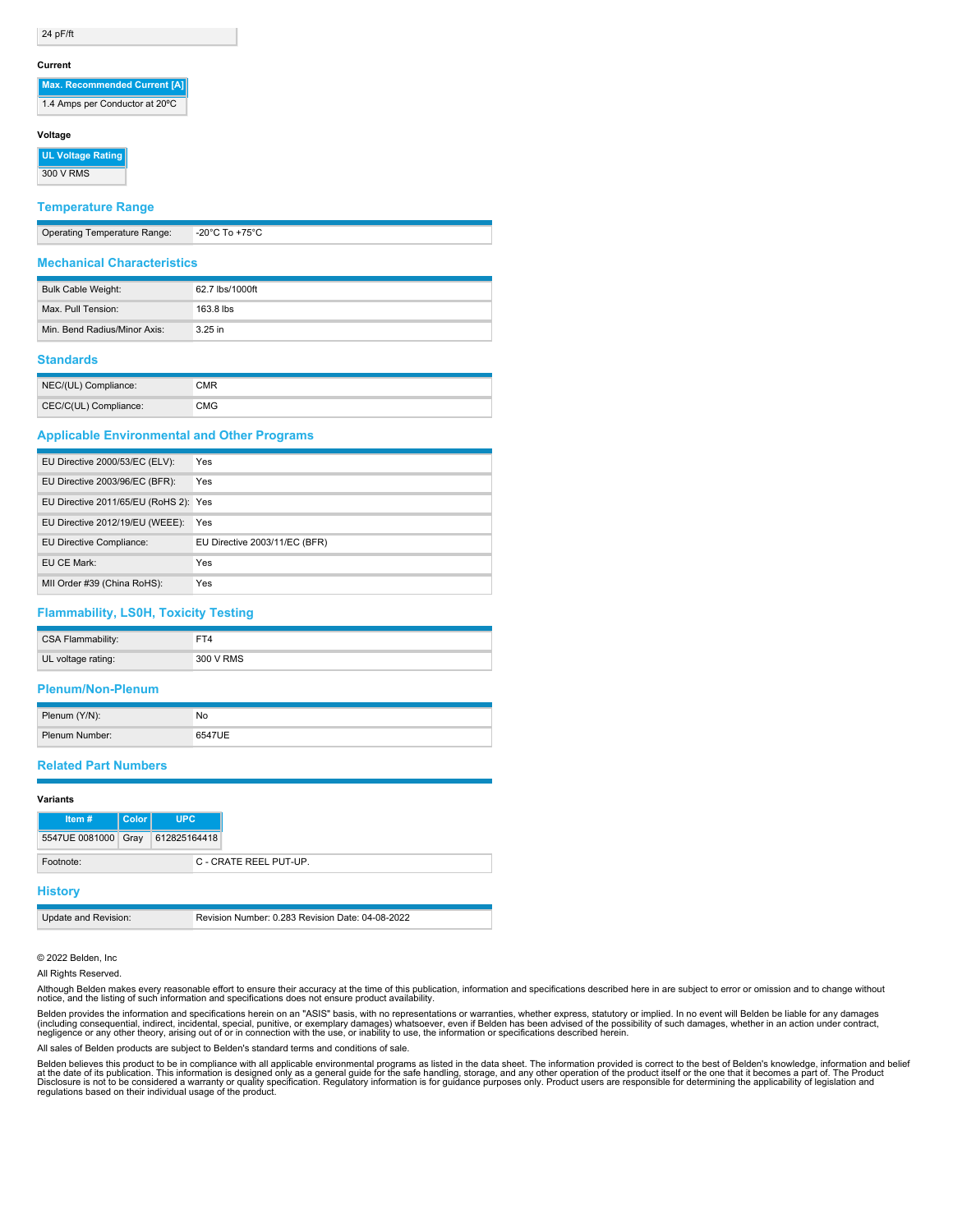| |
|---|
| 24 pF/ft |

**Current**

| Max. Recommended Current [A] |
|---|
| 1.4 Amps per Conductor at 20ºC |

**Voltage**

| UL Voltage Rating |
|---|
| 300 V RMS |

## Temperature Range

| | |
|---|---|
| Operating Temperature Range: | -20°C To +75°C |

## Mechanical Characteristics

| | |
|---|---|
| Bulk Cable Weight: | 62.7 lbs/1000ft |
| Max. Pull Tension: | 163.8 lbs |
| Min. Bend Radius/Minor Axis: | 3.25 in |

## Standards

| | |
|---|---|
| NEC/(UL) Compliance: | CMR |
| CEC/C(UL) Compliance: | CMG |

## Applicable Environmental and Other Programs

| | |
|---|---|
| EU Directive 2000/53/EC (ELV): | Yes |
| EU Directive 2003/96/EC (BFR): | Yes |
| EU Directive 2011/65/EU (RoHS 2): | Yes |
| EU Directive 2012/19/EU (WEEE): | Yes |
| EU Directive Compliance: | EU Directive 2003/11/EC (BFR) |
| EU CE Mark: | Yes |
| MII Order #39 (China RoHS): | Yes |

## Flammability, LS0H, Toxicity Testing

| | |
|---|---|
| CSA Flammability: | FT4 |
| UL voltage rating: | 300 V RMS |

## Plenum/Non-Plenum

| | |
|---|---|
| Plenum (Y/N): | No |
| Plenum Number: | 6547UE |

## Related Part Numbers

**Variants**

| Item # | Color | UPC |
|---|---|---|
| 5547UE 0081000 | Gray | 612825164418 |

| | |
|---|---|
| Footnote: | C - CRATE REEL PUT-UP. |

## History

| | |
|---|---|
| Update and Revision: | Revision Number: 0.283 Revision Date: 04-08-2022 |

© 2022 Belden, Inc

All Rights Reserved.

Although Belden makes every reasonable effort to ensure their accuracy at the time of this publication, information and specifications described here in are subject to error or omission and to change without notice, and the listing of such information and specifications does not ensure product availability.

Belden provides the information and specifications herein on an "ASIS" basis, with no representations or warranties, whether express, statutory or implied. In no event will Belden be liable for any damages (including consequential, indirect, incidental, special, punitive, or exemplary damages) whatsoever, even if Belden has been advised of the possibility of such damages, whether in an action under contract, negligence or any other theory, arising out of or in connection with the use, or inability to use, the information or specifications described herein.

All sales of Belden products are subject to Belden's standard terms and conditions of sale.

Belden believes this product to be in compliance with all applicable environmental programs as listed in the data sheet. The information provided is correct to the best of Belden's knowledge, information and belief at the date of its publication. This information is designed only as a general guide for the safe handling, storage, and any other operation of the product itself or the one that it becomes a part of. The Product Disclosure is not to be considered a warranty or quality specification. Regulatory information is for guidance purposes only. Product users are responsible for determining the applicability of legislation and regulations based on their individual usage of the product.